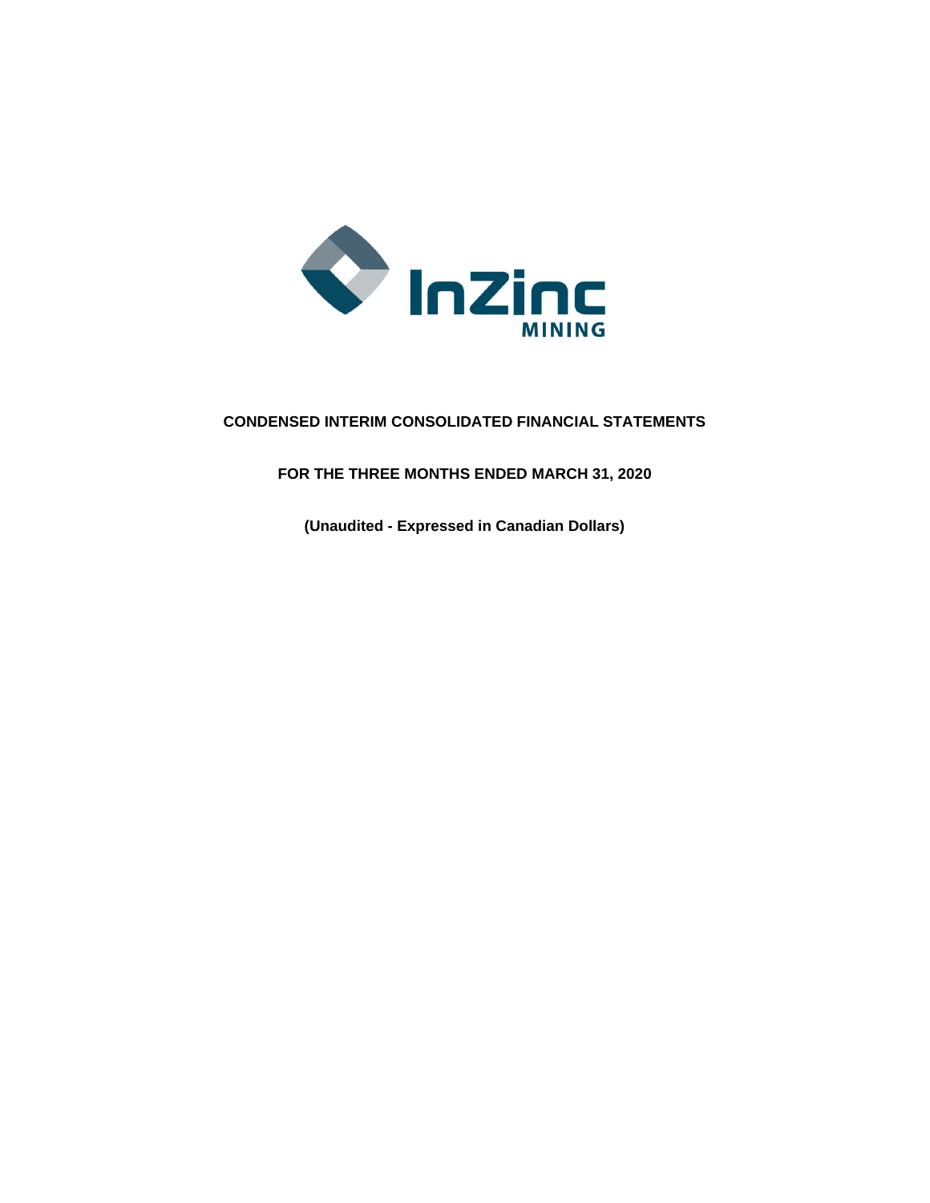InZinc MINING

# CONDENSED INTERIM CONSOLIDATED FINANCIAL STATEMENTS

## FOR THE THREE MONTHS ENDED MARCH 31, 2020

**(Unaudited - Expressed in Canadian Dollars)**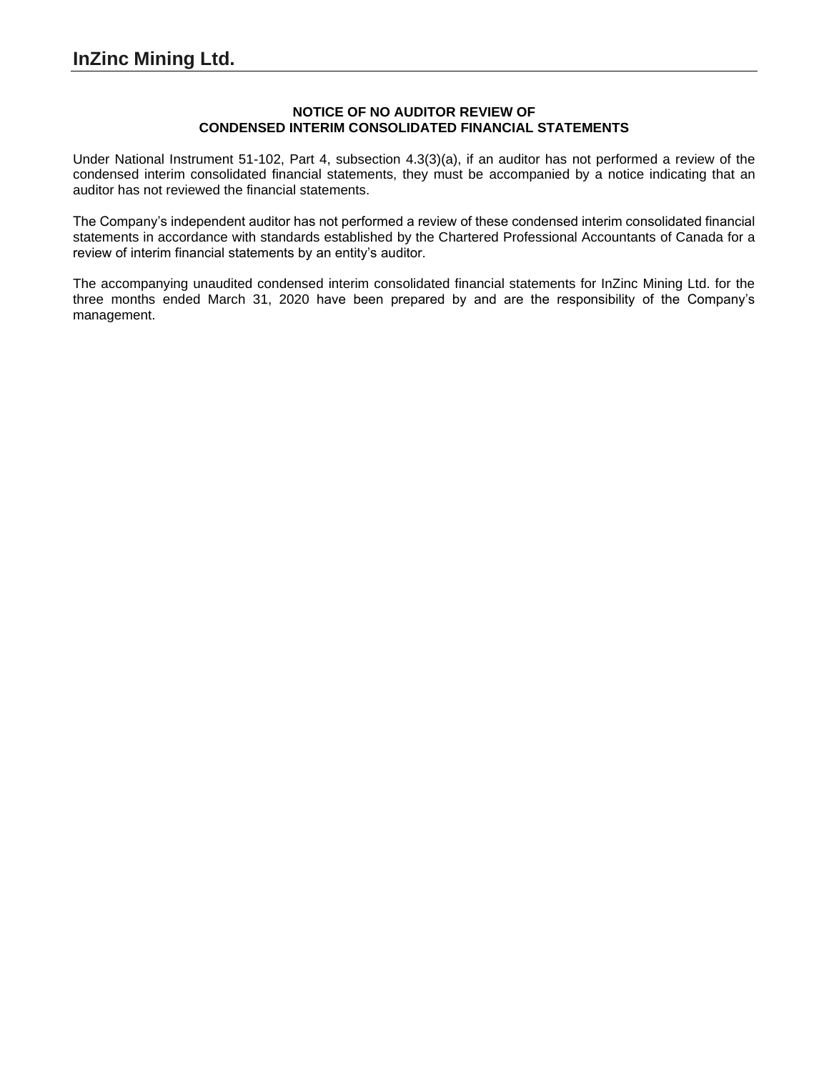**NOTICE OF NO AUDITOR REVIEW OF CONDENSED INTERIM CONSOLIDATED FINANCIAL STATEMENTS**

Under National Instrument 51-102, Part 4, subsection 4.3(3)(a), if an auditor has not performed a review of the condensed interim consolidated financial statements, they must be accompanied by a notice indicating that an auditor has not reviewed the financial statements.

The Company's independent auditor has not performed a review of these condensed interim consolidated financial statements in accordance with standards established by the Chartered Professional Accountants of Canada for a review of interim financial statements by an entity's auditor.

The accompanying unaudited condensed interim consolidated financial statements for InZinc Mining Ltd. for the three months ended March 31, 2020 have been prepared by and are the responsibility of the Company's management.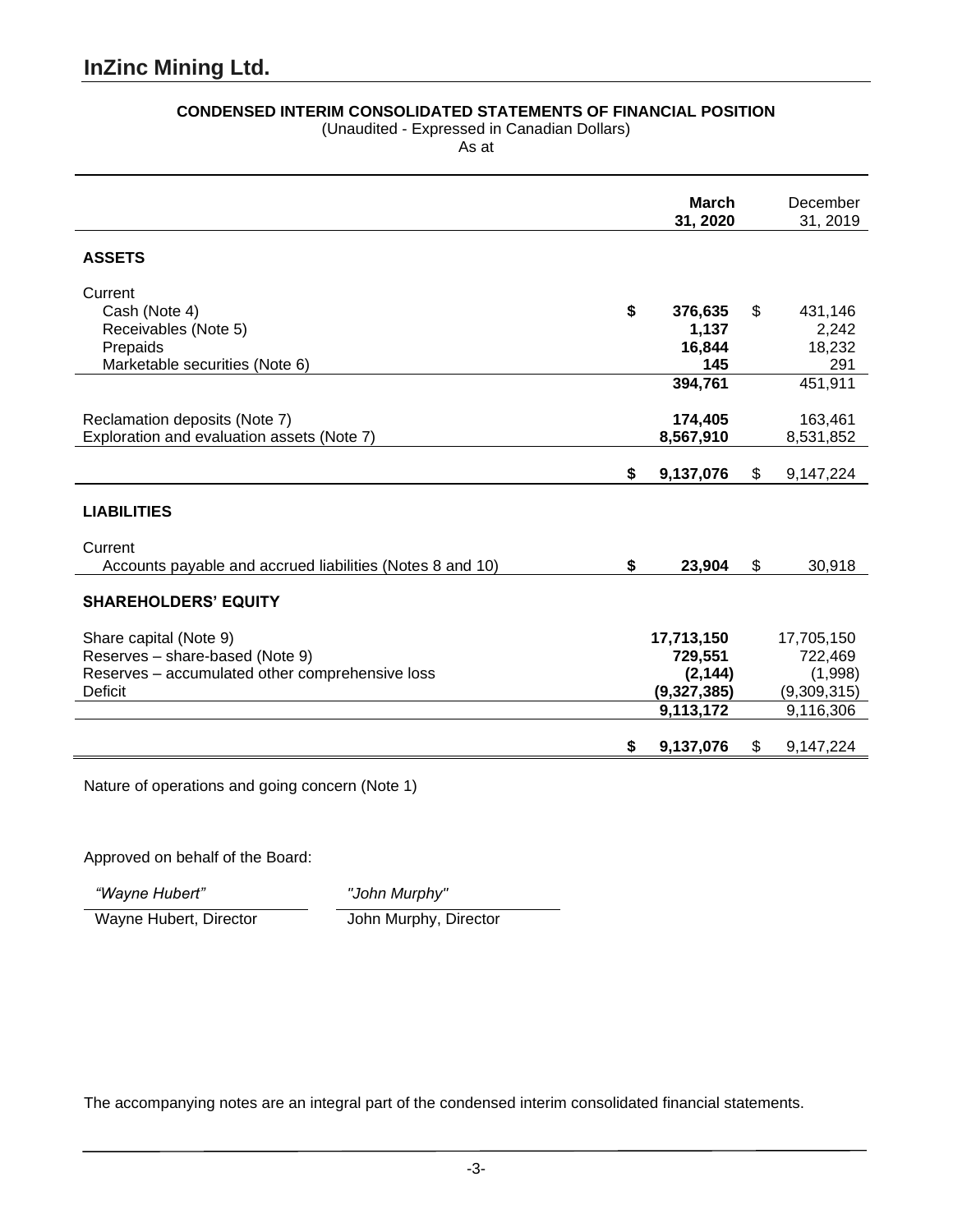# InZinc Mining Ltd.

**CONDENSED INTERIM CONSOLIDATED STATEMENTS OF FINANCIAL POSITION**
(Unaudited - Expressed in Canadian Dollars)
As at

| | **March 31, 2020** | December 31, 2019 |
|---|---|---|
| **ASSETS** | | |
| Current | | |
| Cash (Note 4) | **$ 376,635** | $ 431,146 |
| Receivables (Note 5) | **1,137** | 2,242 |
| Prepaids | **16,844** | 18,232 |
| Marketable securities (Note 6) | **145** | 291 |
| | **394,761** | 451,911 |
| Reclamation deposits (Note 7) | **174,405** | 163,461 |
| Exploration and evaluation assets (Note 7) | **8,567,910** | 8,531,852 |
| | **$ 9,137,076** | $ 9,147,224 |
| **LIABILITIES** | | |
| Current | | |
| Accounts payable and accrued liabilities (Notes 8 and 10) | **$ 23,904** | $ 30,918 |
| **SHAREHOLDERS' EQUITY** | | |
| Share capital (Note 9) | **17,713,150** | 17,705,150 |
| Reserves – share-based (Note 9) | **729,551** | 722,469 |
| Reserves – accumulated other comprehensive loss | **(2,144)** | (1,998) |
| Deficit | **(9,327,385)** | (9,309,315) |
| | **9,113,172** | 9,116,306 |
| | **$ 9,137,076** | $ 9,147,224 |

Nature of operations and going concern (Note 1)

Approved on behalf of the Board:

| *"Wayne Hubert"* | *"John Murphy"* |
|---|---|
| Wayne Hubert, Director | John Murphy, Director |

The accompanying notes are an integral part of the condensed interim consolidated financial statements.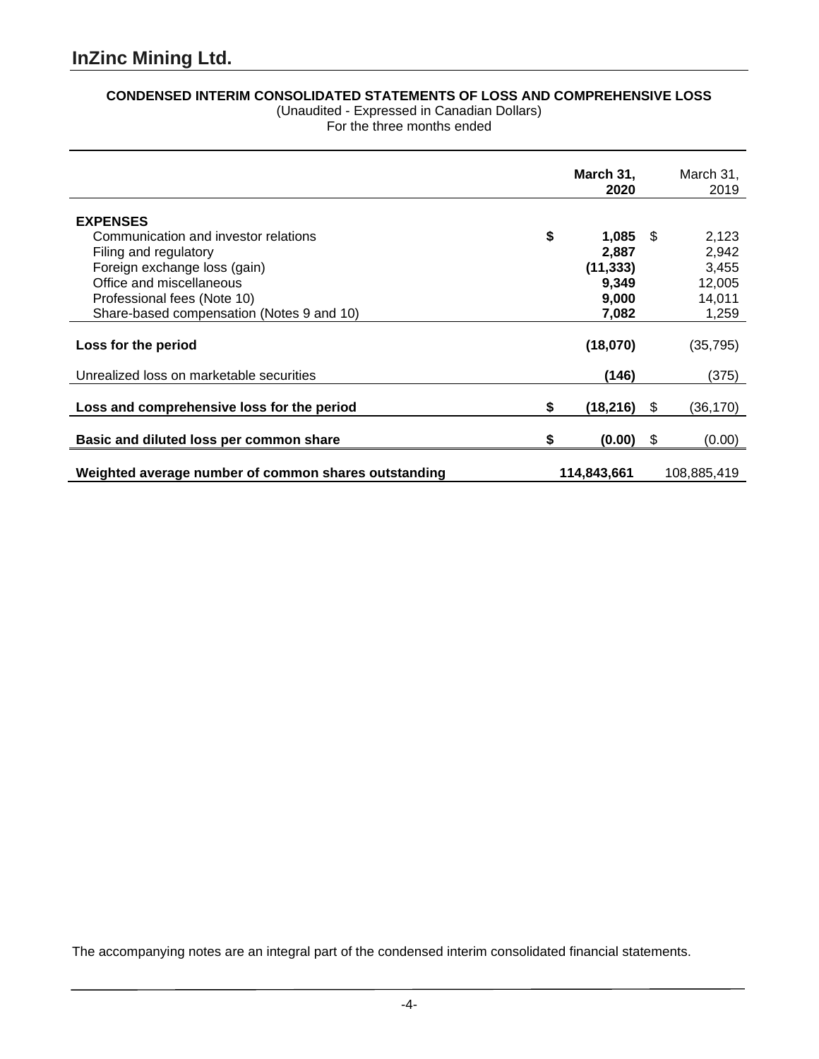# InZinc Mining Ltd.

**CONDENSED INTERIM CONSOLIDATED STATEMENTS OF LOSS AND COMPREHENSIVE LOSS**
(Unaudited - Expressed in Canadian Dollars)
For the three months ended

| | March 31, 2020 | March 31, 2019 |
|---|---|---|
| **EXPENSES** | | |
| Communication and investor relations | $ **1,085** | $ 2,123 |
| Filing and regulatory | **2,887** | 2,942 |
| Foreign exchange loss (gain) | **(11,333)** | 3,455 |
| Office and miscellaneous | **9,349** | 12,005 |
| Professional fees (Note 10) | **9,000** | 14,011 |
| Share-based compensation (Notes 9 and 10) | **7,082** | 1,259 |
| **Loss for the period** | **(18,070)** | (35,795) |
| Unrealized loss on marketable securities | **(146)** | (375) |
| **Loss and comprehensive loss for the period** | $ **(18,216)** | $ (36,170) |
| **Basic and diluted loss per common share** | $ **(0.00)** | $ (0.00) |
| **Weighted average number of common shares outstanding** | **114,843,661** | 108,885,419 |

The accompanying notes are an integral part of the condensed interim consolidated financial statements.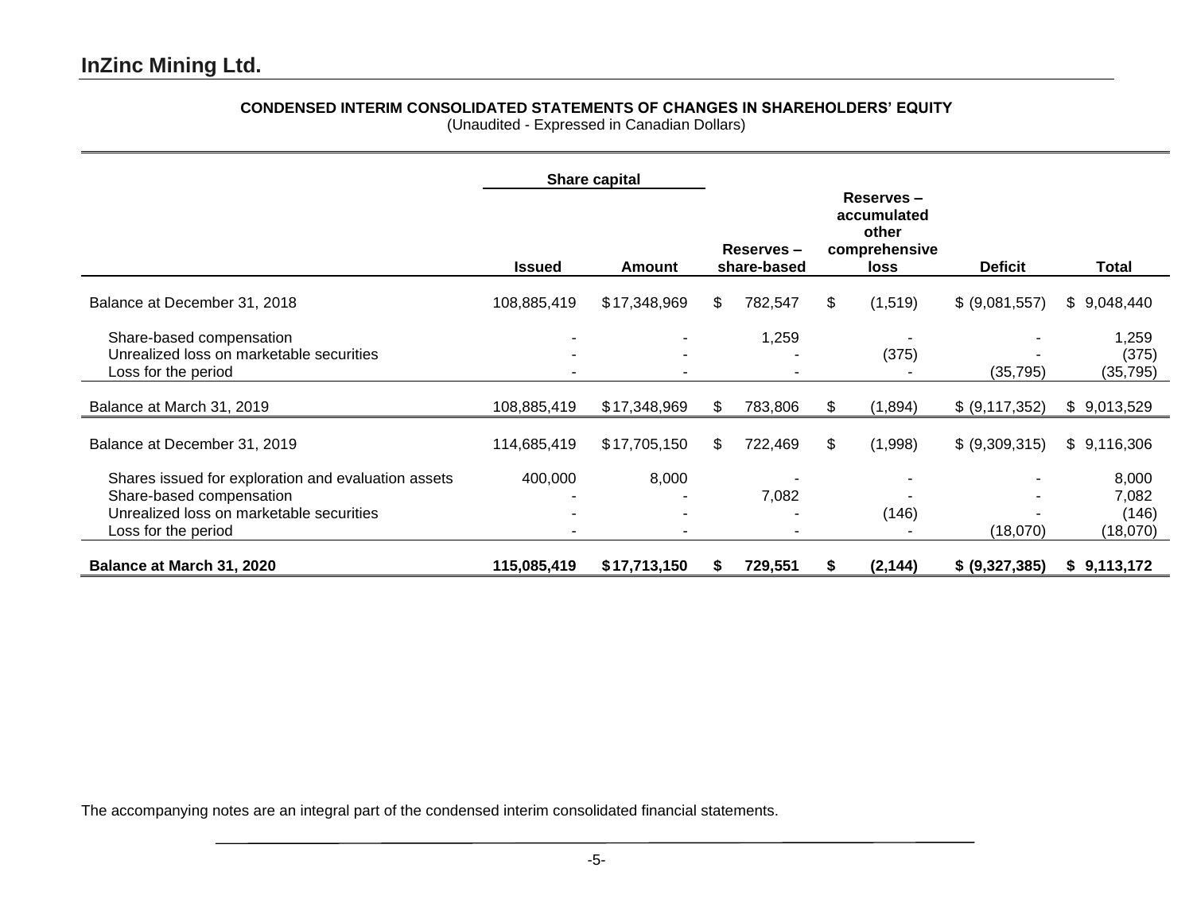## InZinc Mining Ltd.

**CONDENSED INTERIM CONSOLIDATED STATEMENTS OF CHANGES IN SHAREHOLDERS' EQUITY**
(Unaudited - Expressed in Canadian Dollars)

| | Share capital | | | | | |
|---|---|---|---|---|---|---|
| | **Issued** | **Amount** | **Reserves – share-based** | **Reserves – accumulated other comprehensive loss** | **Deficit** | **Total** |
| Balance at December 31, 2018 | 108,885,419 | $17,348,969 | $ 782,547 | $ (1,519) | $ (9,081,557) | $ 9,048,440 |
| Share-based compensation | - | - | 1,259 | - | - | 1,259 |
| Unrealized loss on marketable securities | - | - | - | (375) | - | (375) |
| Loss for the period | - | - | - | - | (35,795) | (35,795) |
| Balance at March 31, 2019 | 108,885,419 | $17,348,969 | $ 783,806 | $ (1,894) | $ (9,117,352) | $ 9,013,529 |
| Balance at December 31, 2019 | 114,685,419 | $17,705,150 | $ 722,469 | $ (1,998) | $ (9,309,315) | $ 9,116,306 |
| Shares issued for exploration and evaluation assets | 400,000 | 8,000 | - | - | - | 8,000 |
| Share-based compensation | - | - | 7,082 | - | - | 7,082 |
| Unrealized loss on marketable securities | - | - | - | (146) | - | (146) |
| Loss for the period | - | - | - | - | (18,070) | (18,070) |
| **Balance at March 31, 2020** | **115,085,419** | **$17,713,150** | **$ 729,551** | **$ (2,144)** | **$ (9,327,385)** | **$ 9,113,172** |

The accompanying notes are an integral part of the condensed interim consolidated financial statements.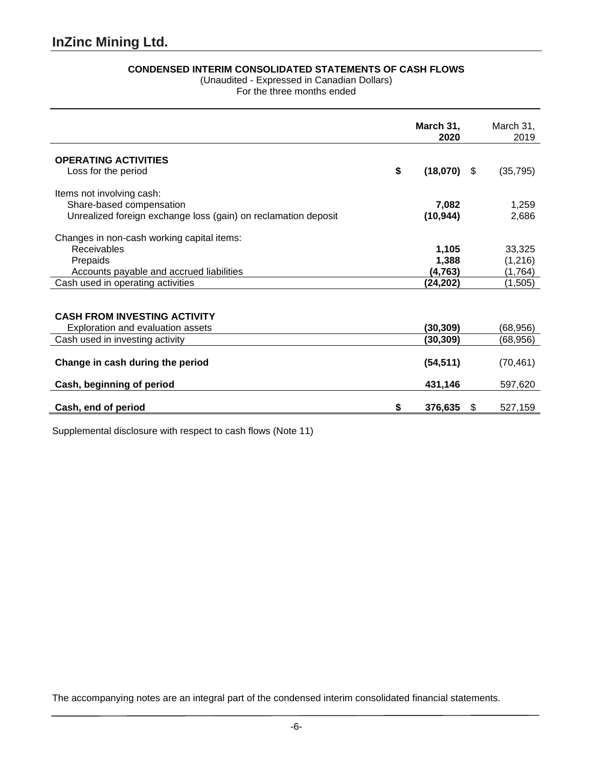# InZinc Mining Ltd.

**CONDENSED INTERIM CONSOLIDATED STATEMENTS OF CASH FLOWS**

(Unaudited - Expressed in Canadian Dollars)

For the three months ended

| | March 31, 2020 | March 31, 2019 |
|---|---|---|
| **OPERATING ACTIVITIES** | | |
| Loss for the period | **$ (18,070)** | $ (35,795) |
| Items not involving cash: | | |
| Share-based compensation | **7,082** | 1,259 |
| Unrealized foreign exchange loss (gain) on reclamation deposit | **(10,944)** | 2,686 |
| Changes in non-cash working capital items: | | |
| Receivables | **1,105** | 33,325 |
| Prepaids | **1,388** | (1,216) |
| Accounts payable and accrued liabilities | **(4,763)** | (1,764) |
| Cash used in operating activities | **(24,202)** | (1,505) |
| **CASH FROM INVESTING ACTIVITY** | | |
| Exploration and evaluation assets | **(30,309)** | (68,956) |
| Cash used in investing activity | **(30,309)** | (68,956) |
| **Change in cash during the period** | **(54,511)** | (70,461) |
| **Cash, beginning of period** | **431,146** | 597,620 |
| **Cash, end of period** | **$ 376,635** | $ 527,159 |

Supplemental disclosure with respect to cash flows (Note 11)

The accompanying notes are an integral part of the condensed interim consolidated financial statements.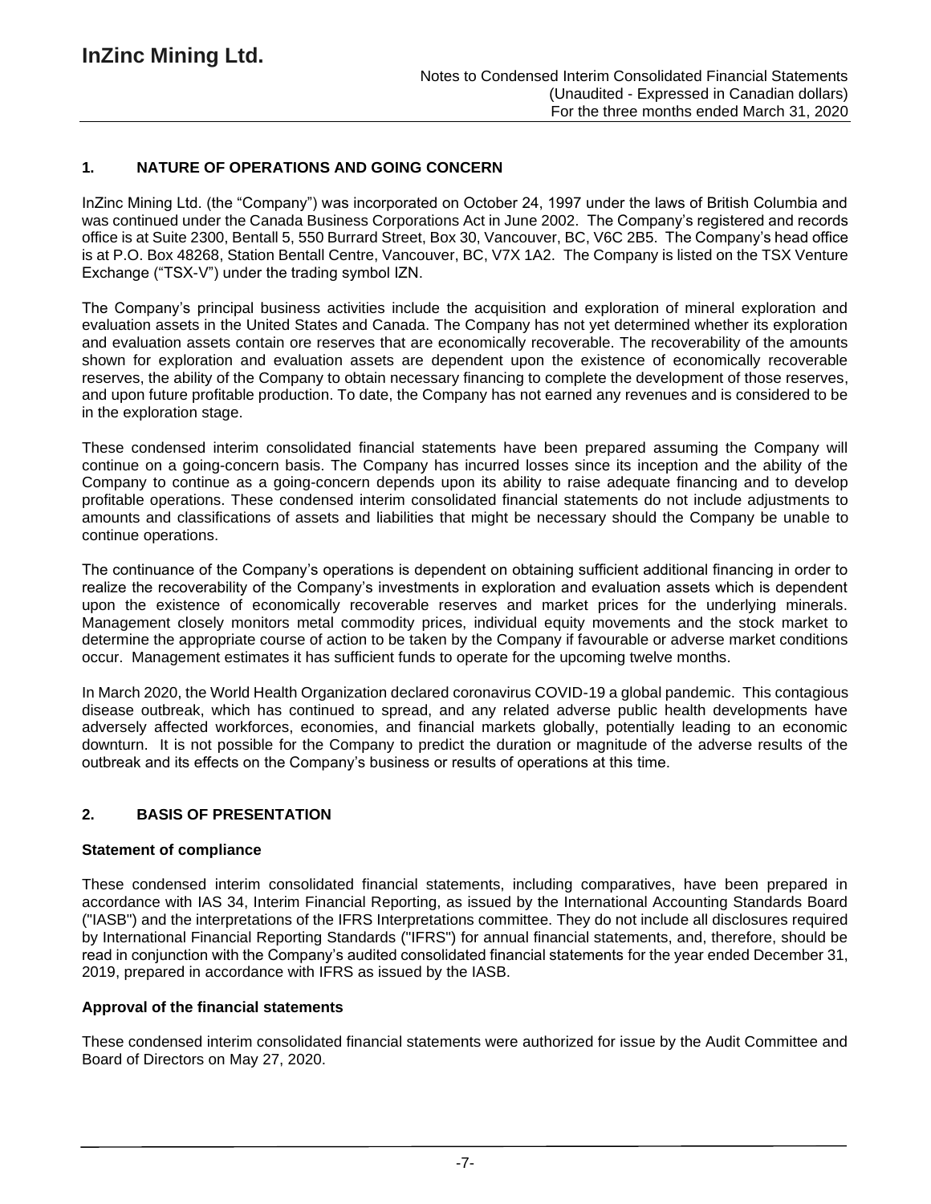## 1. NATURE OF OPERATIONS AND GOING CONCERN

InZinc Mining Ltd. (the "Company") was incorporated on October 24, 1997 under the laws of British Columbia and was continued under the Canada Business Corporations Act in June 2002. The Company's registered and records office is at Suite 2300, Bentall 5, 550 Burrard Street, Box 30, Vancouver, BC, V6C 2B5. The Company's head office is at P.O. Box 48268, Station Bentall Centre, Vancouver, BC, V7X 1A2. The Company is listed on the TSX Venture Exchange ("TSX-V") under the trading symbol IZN.

The Company's principal business activities include the acquisition and exploration of mineral exploration and evaluation assets in the United States and Canada. The Company has not yet determined whether its exploration and evaluation assets contain ore reserves that are economically recoverable. The recoverability of the amounts shown for exploration and evaluation assets are dependent upon the existence of economically recoverable reserves, the ability of the Company to obtain necessary financing to complete the development of those reserves, and upon future profitable production. To date, the Company has not earned any revenues and is considered to be in the exploration stage.

These condensed interim consolidated financial statements have been prepared assuming the Company will continue on a going-concern basis. The Company has incurred losses since its inception and the ability of the Company to continue as a going-concern depends upon its ability to raise adequate financing and to develop profitable operations. These condensed interim consolidated financial statements do not include adjustments to amounts and classifications of assets and liabilities that might be necessary should the Company be unable to continue operations.

The continuance of the Company's operations is dependent on obtaining sufficient additional financing in order to realize the recoverability of the Company's investments in exploration and evaluation assets which is dependent upon the existence of economically recoverable reserves and market prices for the underlying minerals. Management closely monitors metal commodity prices, individual equity movements and the stock market to determine the appropriate course of action to be taken by the Company if favourable or adverse market conditions occur. Management estimates it has sufficient funds to operate for the upcoming twelve months.

In March 2020, the World Health Organization declared coronavirus COVID-19 a global pandemic. This contagious disease outbreak, which has continued to spread, and any related adverse public health developments have adversely affected workforces, economies, and financial markets globally, potentially leading to an economic downturn. It is not possible for the Company to predict the duration or magnitude of the adverse results of the outbreak and its effects on the Company's business or results of operations at this time.

## 2. BASIS OF PRESENTATION

### Statement of compliance

These condensed interim consolidated financial statements, including comparatives, have been prepared in accordance with IAS 34, Interim Financial Reporting, as issued by the International Accounting Standards Board ("IASB") and the interpretations of the IFRS Interpretations committee. They do not include all disclosures required by International Financial Reporting Standards ("IFRS") for annual financial statements, and, therefore, should be read in conjunction with the Company's audited consolidated financial statements for the year ended December 31, 2019, prepared in accordance with IFRS as issued by the IASB.

### Approval of the financial statements

These condensed interim consolidated financial statements were authorized for issue by the Audit Committee and Board of Directors on May 27, 2020.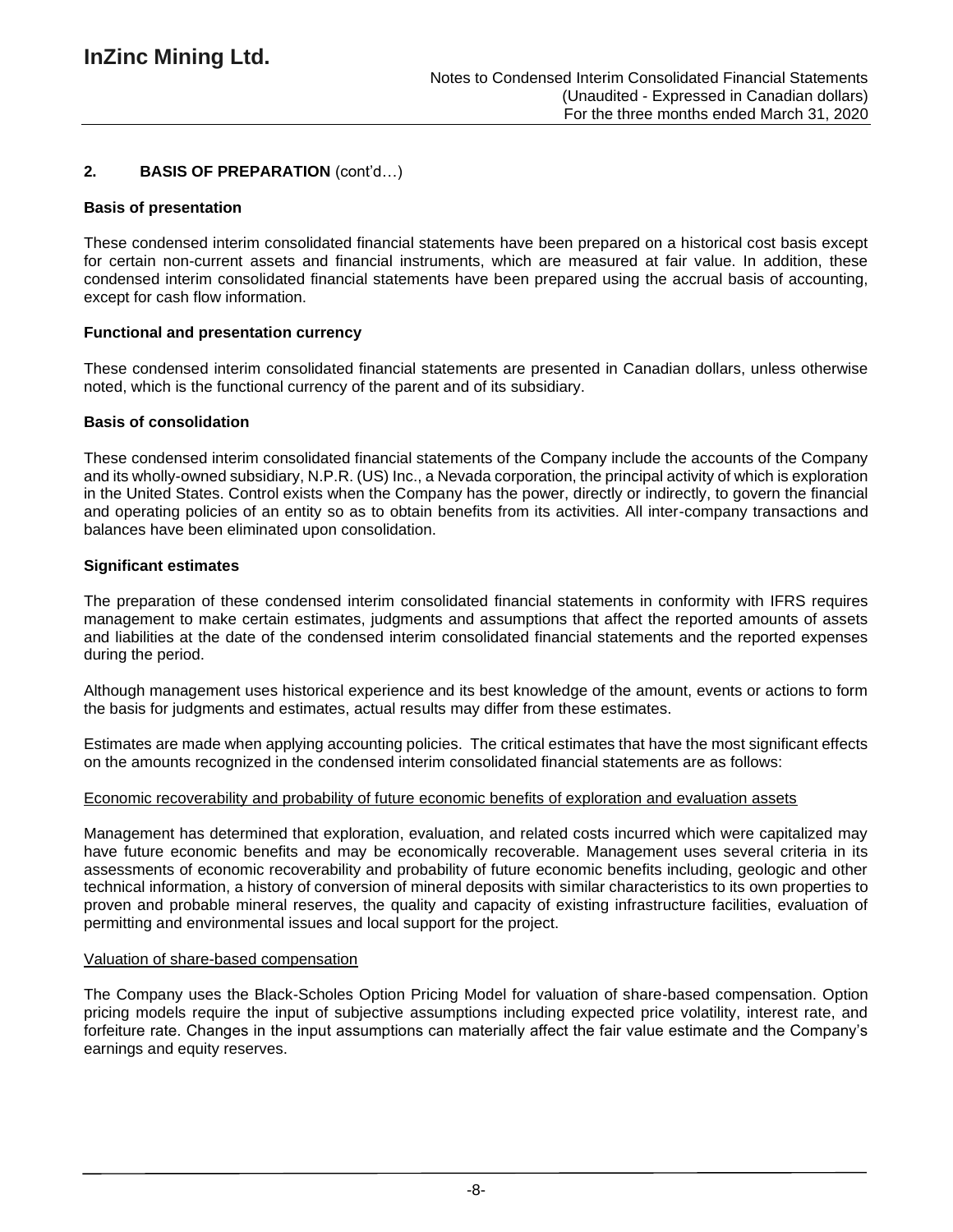## 2. BASIS OF PREPARATION (cont'd…)

### Basis of presentation

These condensed interim consolidated financial statements have been prepared on a historical cost basis except for certain non-current assets and financial instruments, which are measured at fair value. In addition, these condensed interim consolidated financial statements have been prepared using the accrual basis of accounting, except for cash flow information.

### Functional and presentation currency

These condensed interim consolidated financial statements are presented in Canadian dollars, unless otherwise noted, which is the functional currency of the parent and of its subsidiary.

### Basis of consolidation

These condensed interim consolidated financial statements of the Company include the accounts of the Company and its wholly-owned subsidiary, N.P.R. (US) Inc., a Nevada corporation, the principal activity of which is exploration in the United States. Control exists when the Company has the power, directly or indirectly, to govern the financial and operating policies of an entity so as to obtain benefits from its activities. All inter-company transactions and balances have been eliminated upon consolidation.

### Significant estimates

The preparation of these condensed interim consolidated financial statements in conformity with IFRS requires management to make certain estimates, judgments and assumptions that affect the reported amounts of assets and liabilities at the date of the condensed interim consolidated financial statements and the reported expenses during the period.

Although management uses historical experience and its best knowledge of the amount, events or actions to form the basis for judgments and estimates, actual results may differ from these estimates.

Estimates are made when applying accounting policies. The critical estimates that have the most significant effects on the amounts recognized in the condensed interim consolidated financial statements are as follows:

Economic recoverability and probability of future economic benefits of exploration and evaluation assets

Management has determined that exploration, evaluation, and related costs incurred which were capitalized may have future economic benefits and may be economically recoverable. Management uses several criteria in its assessments of economic recoverability and probability of future economic benefits including, geologic and other technical information, a history of conversion of mineral deposits with similar characteristics to its own properties to proven and probable mineral reserves, the quality and capacity of existing infrastructure facilities, evaluation of permitting and environmental issues and local support for the project.

Valuation of share-based compensation

The Company uses the Black-Scholes Option Pricing Model for valuation of share-based compensation. Option pricing models require the input of subjective assumptions including expected price volatility, interest rate, and forfeiture rate. Changes in the input assumptions can materially affect the fair value estimate and the Company's earnings and equity reserves.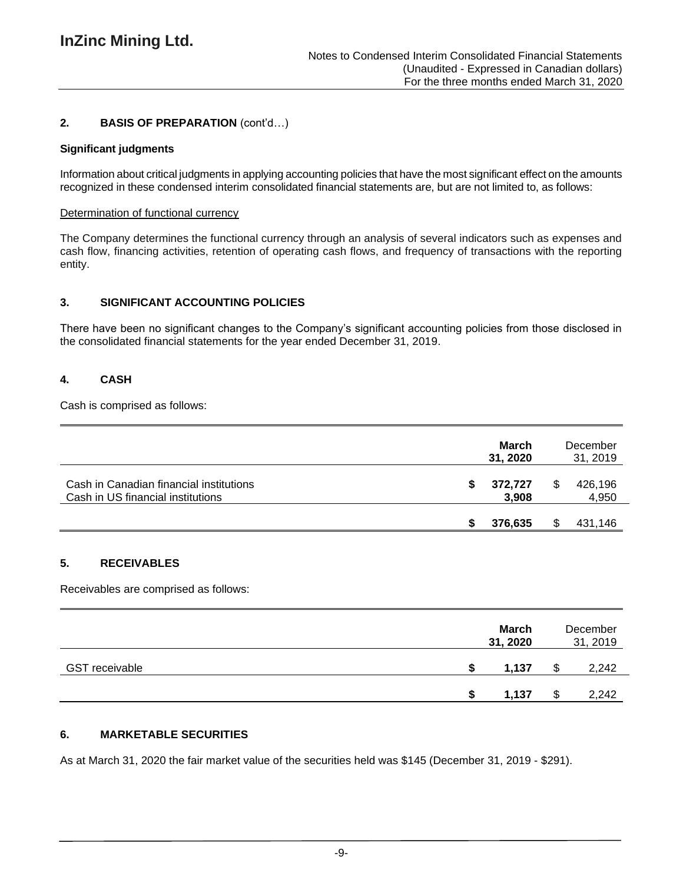## 2. BASIS OF PREPARATION (cont'd…)

**Significant judgments**

Information about critical judgments in applying accounting policies that have the most significant effect on the amounts recognized in these condensed interim consolidated financial statements are, but are not limited to, as follows:

Determination of functional currency

The Company determines the functional currency through an analysis of several indicators such as expenses and cash flow, financing activities, retention of operating cash flows, and frequency of transactions with the reporting entity.

## 3. SIGNIFICANT ACCOUNTING POLICIES

There have been no significant changes to the Company's significant accounting policies from those disclosed in the consolidated financial statements for the year ended December 31, 2019.

## 4. CASH

Cash is comprised as follows:

| | **March 31, 2020** | December 31, 2019 |
|---|---|---|
| Cash in Canadian financial institutions | **$ 372,727** | $ 426,196 |
| Cash in US financial institutions | **3,908** | 4,950 |
| | **$ 376,635** | $ 431,146 |

## 5. RECEIVABLES

Receivables are comprised as follows:

| | **March 31, 2020** | December 31, 2019 |
|---|---|---|
| GST receivable | **$ 1,137** | $ 2,242 |
| | **$ 1,137** | $ 2,242 |

## 6. MARKETABLE SECURITIES

As at March 31, 2020 the fair market value of the securities held was $145 (December 31, 2019 - $291).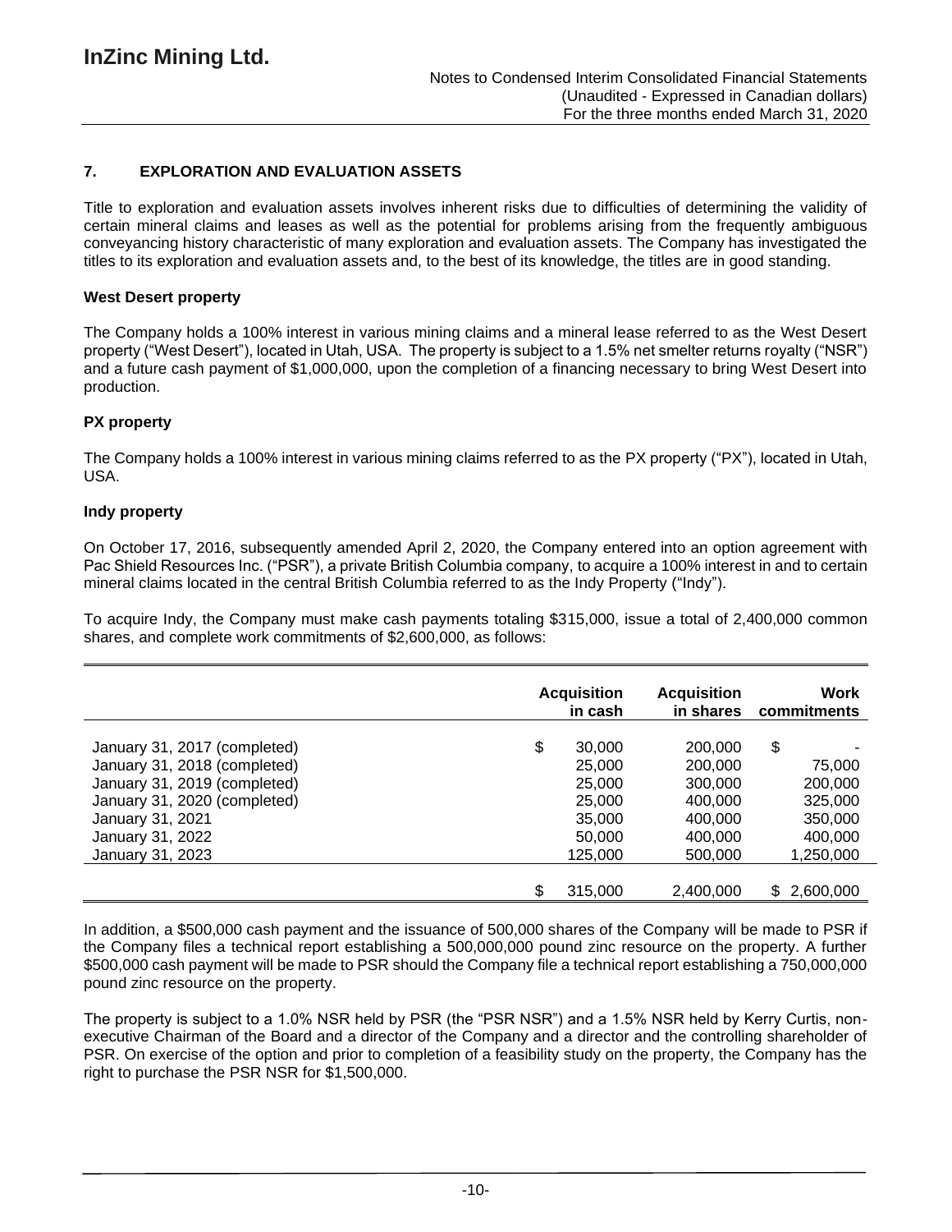## 7. EXPLORATION AND EVALUATION ASSETS

Title to exploration and evaluation assets involves inherent risks due to difficulties of determining the validity of certain mineral claims and leases as well as the potential for problems arising from the frequently ambiguous conveyancing history characteristic of many exploration and evaluation assets. The Company has investigated the titles to its exploration and evaluation assets and, to the best of its knowledge, the titles are in good standing.

### West Desert property

The Company holds a 100% interest in various mining claims and a mineral lease referred to as the West Desert property ("West Desert"), located in Utah, USA. The property is subject to a 1.5% net smelter returns royalty ("NSR") and a future cash payment of $1,000,000, upon the completion of a financing necessary to bring West Desert into production.

### PX property

The Company holds a 100% interest in various mining claims referred to as the PX property ("PX"), located in Utah, USA.

### Indy property

On October 17, 2016, subsequently amended April 2, 2020, the Company entered into an option agreement with Pac Shield Resources Inc. ("PSR"), a private British Columbia company, to acquire a 100% interest in and to certain mineral claims located in the central British Columbia referred to as the Indy Property ("Indy").

To acquire Indy, the Company must make cash payments totaling $315,000, issue a total of 2,400,000 common shares, and complete work commitments of $2,600,000, as follows:

| | Acquisition in cash | Acquisition in shares | Work commitments |
|---|---|---|---|
| January 31, 2017 (completed) | $ 30,000 | 200,000 | $ - |
| January 31, 2018 (completed) | 25,000 | 200,000 | 75,000 |
| January 31, 2019 (completed) | 25,000 | 300,000 | 200,000 |
| January 31, 2020 (completed) | 25,000 | 400,000 | 325,000 |
| January 31, 2021 | 35,000 | 400,000 | 350,000 |
| January 31, 2022 | 50,000 | 400,000 | 400,000 |
| January 31, 2023 | 125,000 | 500,000 | 1,250,000 |
| | $ 315,000 | 2,400,000 | $ 2,600,000 |

In addition, a $500,000 cash payment and the issuance of 500,000 shares of the Company will be made to PSR if the Company files a technical report establishing a 500,000,000 pound zinc resource on the property. A further $500,000 cash payment will be made to PSR should the Company file a technical report establishing a 750,000,000 pound zinc resource on the property.

The property is subject to a 1.0% NSR held by PSR (the "PSR NSR") and a 1.5% NSR held by Kerry Curtis, non-executive Chairman of the Board and a director of the Company and a director and the controlling shareholder of PSR. On exercise of the option and prior to completion of a feasibility study on the property, the Company has the right to purchase the PSR NSR for $1,500,000.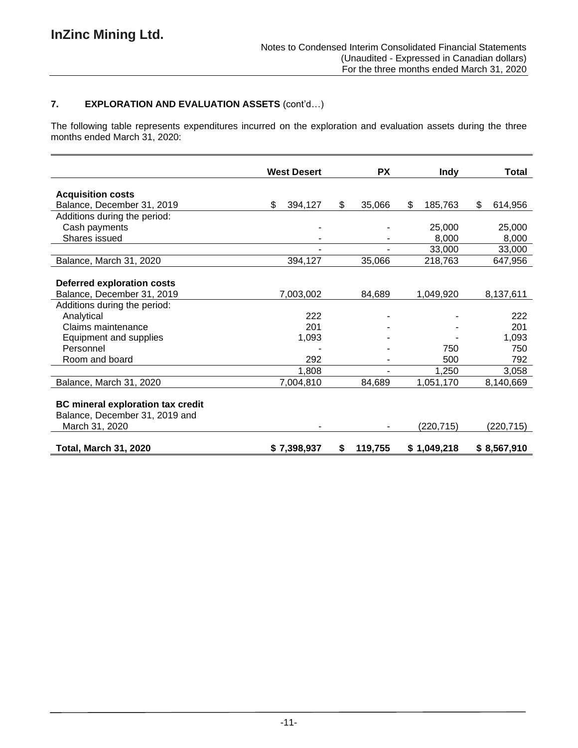## 7. EXPLORATION AND EVALUATION ASSETS (cont'd…)

The following table represents expenditures incurred on the exploration and evaluation assets during the three months ended March 31, 2020:

| | West Desert | PX | Indy | Total |
|---|---|---|---|---|
| **Acquisition costs** | | | | |
| Balance, December 31, 2019 | $ 394,127 | $ 35,066 | $ 185,763 | $ 614,956 |
| Additions during the period: | | | | |
| Cash payments | - | - | 25,000 | 25,000 |
| Shares issued | - | - | 8,000 | 8,000 |
| | - | - | 33,000 | 33,000 |
| Balance, March 31, 2020 | 394,127 | 35,066 | 218,763 | 647,956 |
| **Deferred exploration costs** | | | | |
| Balance, December 31, 2019 | 7,003,002 | 84,689 | 1,049,920 | 8,137,611 |
| Additions during the period: | | | | |
| Analytical | 222 | - | - | 222 |
| Claims maintenance | 201 | - | - | 201 |
| Equipment and supplies | 1,093 | - | - | 1,093 |
| Personnel | - | - | 750 | 750 |
| Room and board | 292 | - | 500 | 792 |
| | 1,808 | - | 1,250 | 3,058 |
| Balance, March 31, 2020 | 7,004,810 | 84,689 | 1,051,170 | 8,140,669 |
| **BC mineral exploration tax credit** | | | | |
| Balance, December 31, 2019 and March 31, 2020 | - | - | (220,715) | (220,715) |
| **Total, March 31, 2020** | **$ 7,398,937** | **$ 119,755** | **$ 1,049,218** | **$ 8,567,910** |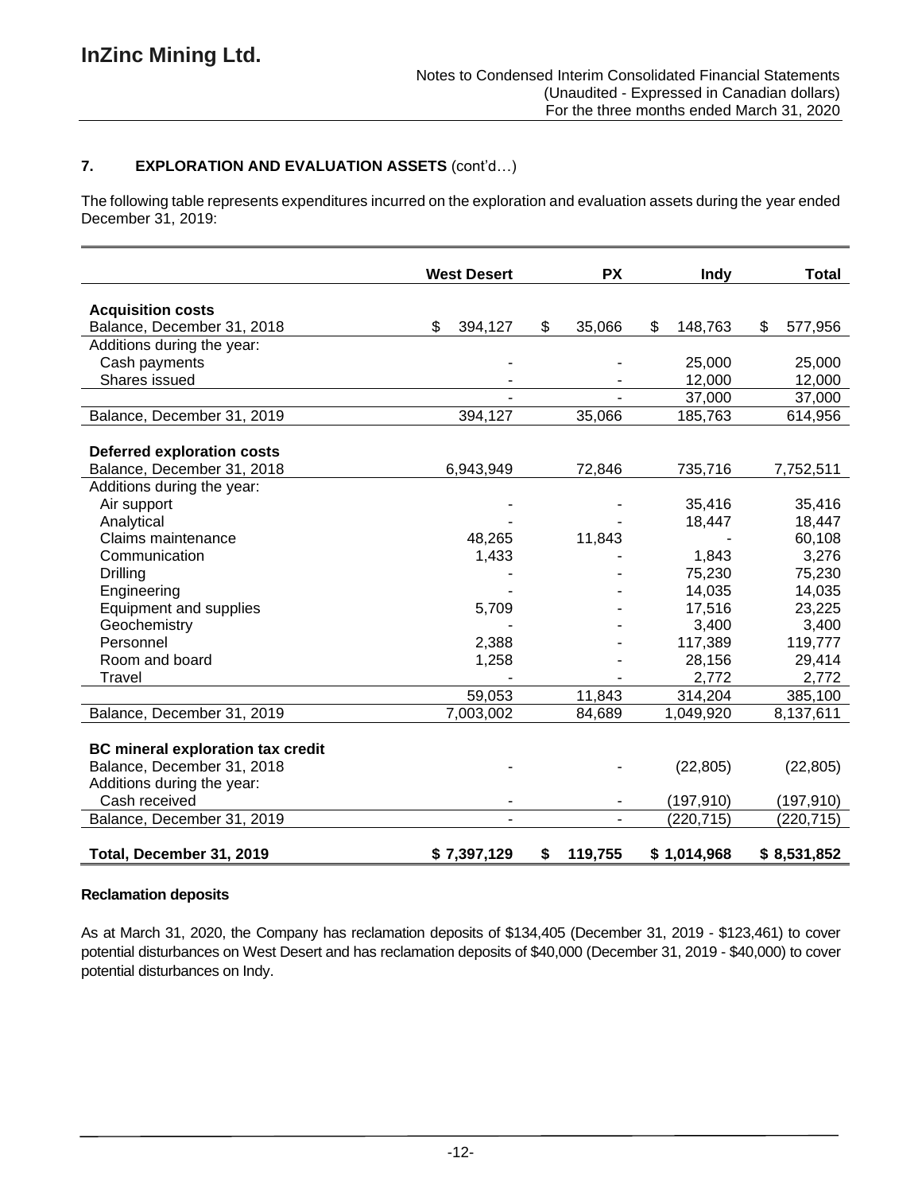## 7. EXPLORATION AND EVALUATION ASSETS (cont'd…)

The following table represents expenditures incurred on the exploration and evaluation assets during the year ended December 31, 2019:

| | West Desert | PX | Indy | Total |
|---|---|---|---|---|
| **Acquisition costs** | | | | |
| Balance, December 31, 2018 | $ 394,127 | $ 35,066 | $ 148,763 | $ 577,956 |
| Additions during the year: | | | | |
| Cash payments | - | - | 25,000 | 25,000 |
| Shares issued | - | - | 12,000 | 12,000 |
| | - | - | 37,000 | 37,000 |
| Balance, December 31, 2019 | 394,127 | 35,066 | 185,763 | 614,956 |
| **Deferred exploration costs** | | | | |
| Balance, December 31, 2018 | 6,943,949 | 72,846 | 735,716 | 7,752,511 |
| Additions during the year: | | | | |
| Air support | - | - | 35,416 | 35,416 |
| Analytical | - | - | 18,447 | 18,447 |
| Claims maintenance | 48,265 | 11,843 | - | 60,108 |
| Communication | 1,433 | - | 1,843 | 3,276 |
| Drilling | - | - | 75,230 | 75,230 |
| Engineering | - | - | 14,035 | 14,035 |
| Equipment and supplies | 5,709 | - | 17,516 | 23,225 |
| Geochemistry | - | - | 3,400 | 3,400 |
| Personnel | 2,388 | - | 117,389 | 119,777 |
| Room and board | 1,258 | - | 28,156 | 29,414 |
| Travel | - | - | 2,772 | 2,772 |
| | 59,053 | 11,843 | 314,204 | 385,100 |
| Balance, December 31, 2019 | 7,003,002 | 84,689 | 1,049,920 | 8,137,611 |
| **BC mineral exploration tax credit** | | | | |
| Balance, December 31, 2018 | - | - | (22,805) | (22,805) |
| Additions during the year: | | | | |
| Cash received | - | - | (197,910) | (197,910) |
| Balance, December 31, 2019 | - | - | (220,715) | (220,715) |
| **Total, December 31, 2019** | **$ 7,397,129** | **$ 119,755** | **$ 1,014,968** | **$ 8,531,852** |

### Reclamation deposits

As at March 31, 2020, the Company has reclamation deposits of $134,405 (December 31, 2019 - $123,461) to cover potential disturbances on West Desert and has reclamation deposits of $40,000 (December 31, 2019 - $40,000) to cover potential disturbances on Indy.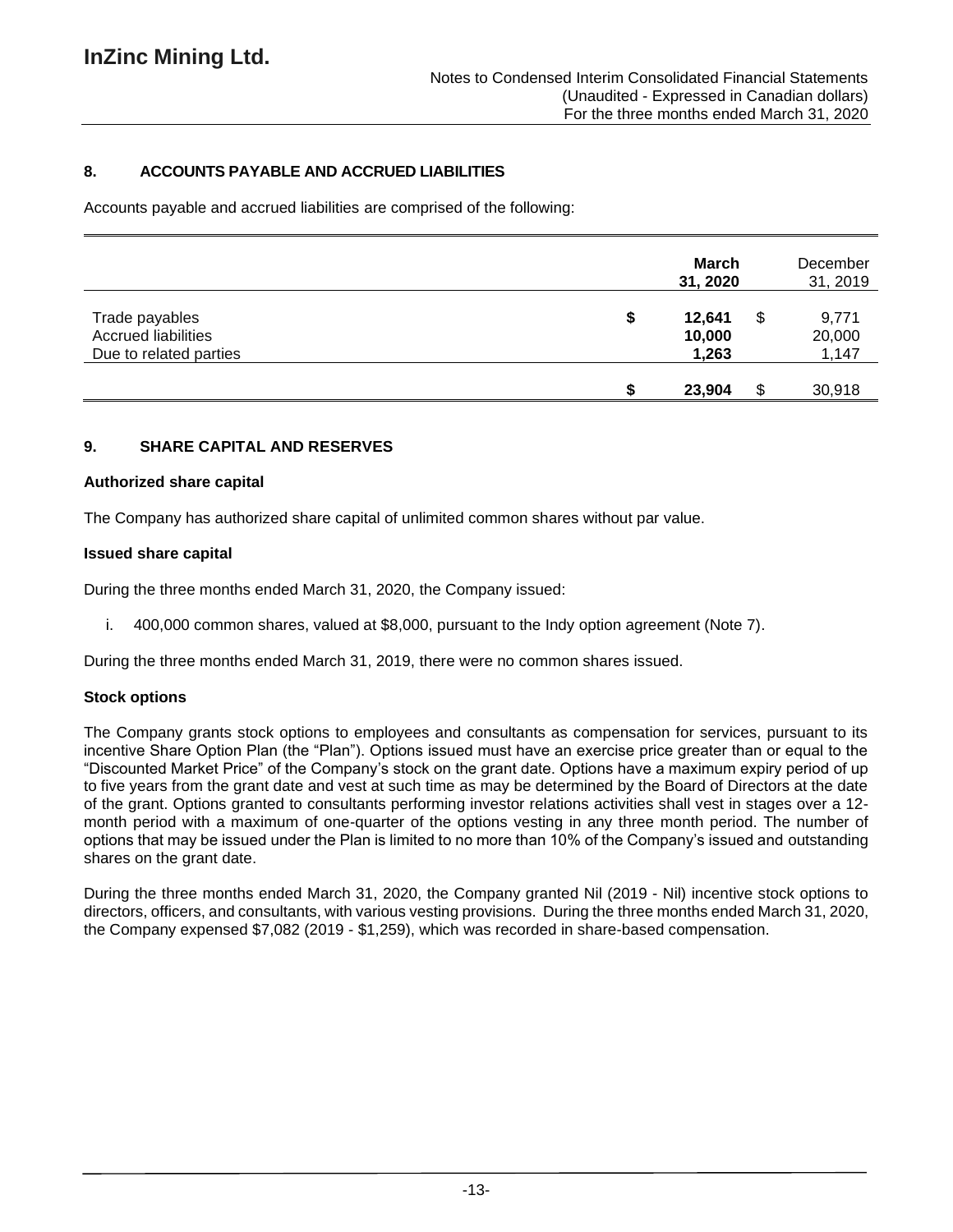## 8. ACCOUNTS PAYABLE AND ACCRUED LIABILITIES

Accounts payable and accrued liabilities are comprised of the following:

| | March 31, 2020 | December 31, 2019 |
|---|---|---|
| Trade payables | $ 12,641 | $ 9,771 |
| Accrued liabilities | 10,000 | 20,000 |
| Due to related parties | 1,263 | 1,147 |
| | $ 23,904 | $ 30,918 |

## 9. SHARE CAPITAL AND RESERVES

### Authorized share capital

The Company has authorized share capital of unlimited common shares without par value.

### Issued share capital

During the three months ended March 31, 2020, the Company issued:

i. 400,000 common shares, valued at $8,000, pursuant to the Indy option agreement (Note 7).

During the three months ended March 31, 2019, there were no common shares issued.

### Stock options

The Company grants stock options to employees and consultants as compensation for services, pursuant to its incentive Share Option Plan (the "Plan"). Options issued must have an exercise price greater than or equal to the "Discounted Market Price" of the Company's stock on the grant date. Options have a maximum expiry period of up to five years from the grant date and vest at such time as may be determined by the Board of Directors at the date of the grant. Options granted to consultants performing investor relations activities shall vest in stages over a 12-month period with a maximum of one-quarter of the options vesting in any three month period. The number of options that may be issued under the Plan is limited to no more than 10% of the Company's issued and outstanding shares on the grant date.

During the three months ended March 31, 2020, the Company granted Nil (2019 - Nil) incentive stock options to directors, officers, and consultants, with various vesting provisions. During the three months ended March 31, 2020, the Company expensed $7,082 (2019 - $1,259), which was recorded in share-based compensation.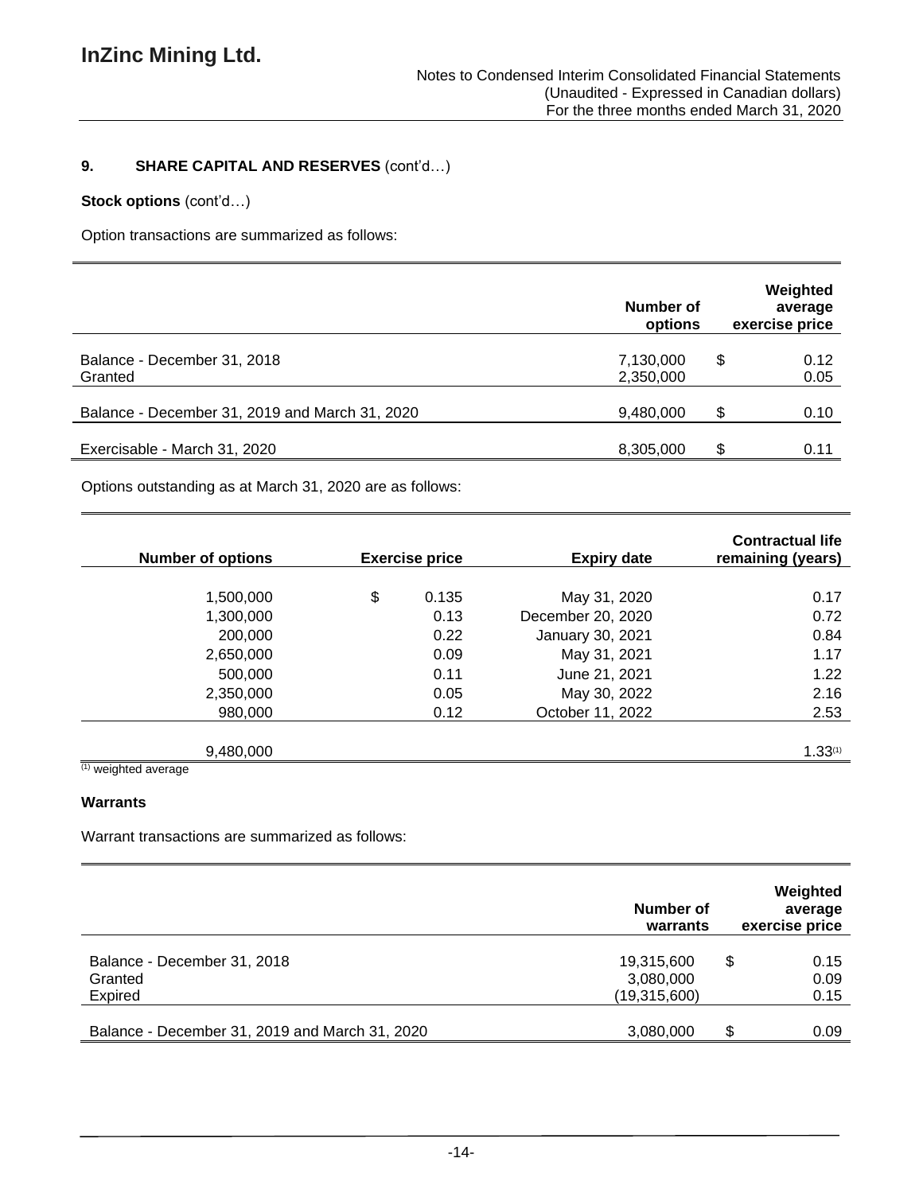## 9. SHARE CAPITAL AND RESERVES (cont'd…)

**Stock options** (cont'd…)

Option transactions are summarized as follows:

| | Number of options | Weighted average exercise price |
|---|---|---|
| Balance - December 31, 2018 | 7,130,000 | $ 0.12 |
| Granted | 2,350,000 | 0.05 |
| Balance - December 31, 2019 and March 31, 2020 | 9,480,000 | $ 0.10 |
| Exercisable - March 31, 2020 | 8,305,000 | $ 0.11 |

Options outstanding as at March 31, 2020 are as follows:

| Number of options | Exercise price | Expiry date | Contractual life remaining (years) |
|---|---|---|---|
| 1,500,000 | $ 0.135 | May 31, 2020 | 0.17 |
| 1,300,000 | 0.13 | December 20, 2020 | 0.72 |
| 200,000 | 0.22 | January 30, 2021 | 0.84 |
| 2,650,000 | 0.09 | May 31, 2021 | 1.17 |
| 500,000 | 0.11 | June 21, 2021 | 1.22 |
| 2,350,000 | 0.05 | May 30, 2022 | 2.16 |
| 980,000 | 0.12 | October 11, 2022 | 2.53 |
| 9,480,000 | | | 1.33[(1)] |

[(1)] weighted average

**Warrants**

Warrant transactions are summarized as follows:

| | Number of warrants | Weighted average exercise price |
|---|---|---|
| Balance - December 31, 2018 | 19,315,600 | $ 0.15 |
| Granted | 3,080,000 | 0.09 |
| Expired | (19,315,600) | 0.15 |
| Balance - December 31, 2019 and March 31, 2020 | 3,080,000 | $ 0.09 |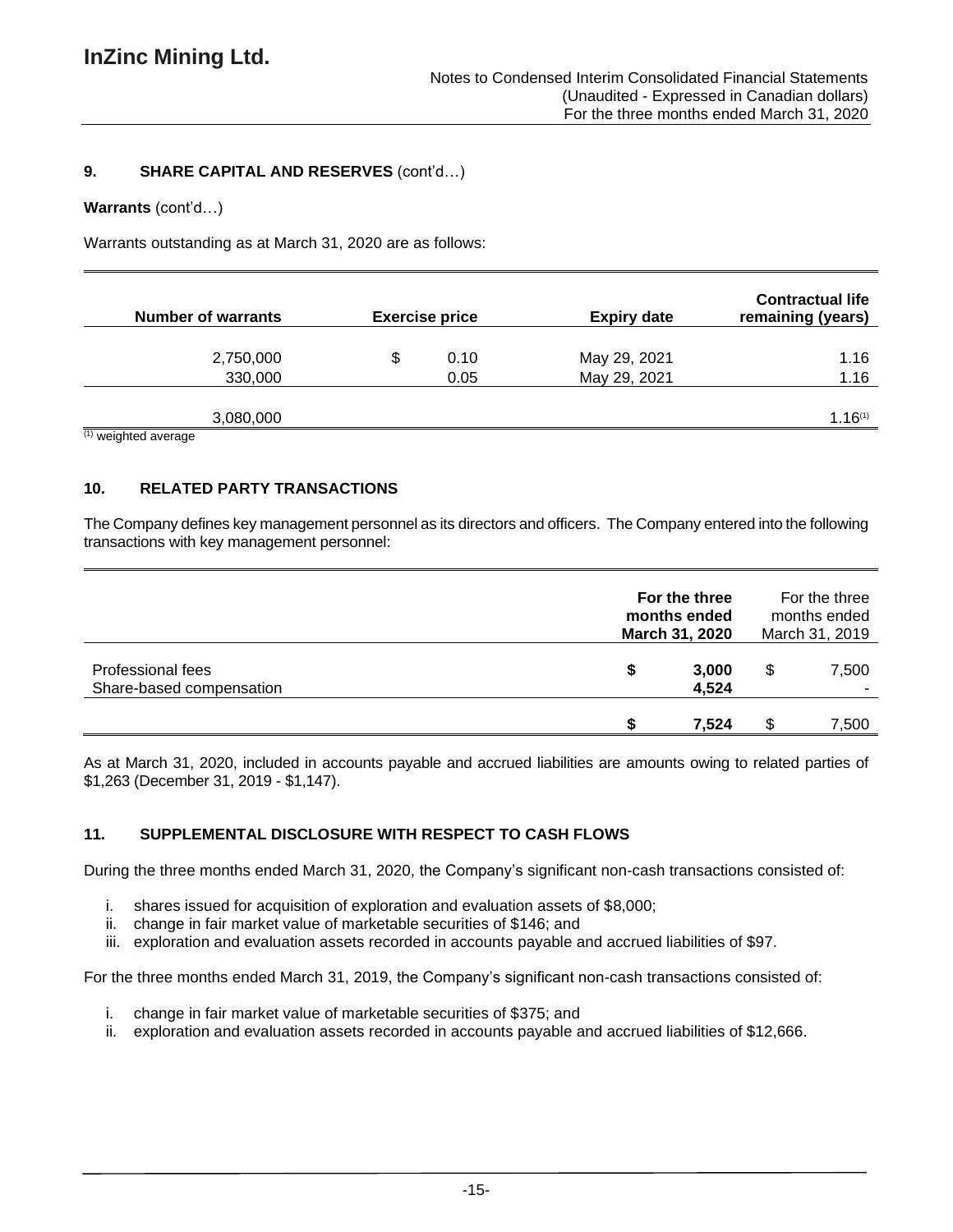## 9. SHARE CAPITAL AND RESERVES (cont'd…)

**Warrants** (cont'd…)

Warrants outstanding as at March 31, 2020 are as follows:

| Number of warrants | Exercise price | Expiry date | Contractual life remaining (years) |
|---|---|---|---|
| 2,750,000 | $ 0.10 | May 29, 2021 | 1.16 |
| 330,000 | 0.05 | May 29, 2021 | 1.16 |
| 3,080,000 | | | 1.16[(1)] |

(1) weighted average

## 10. RELATED PARTY TRANSACTIONS

The Company defines key management personnel as its directors and officers. The Company entered into the following transactions with key management personnel:

| | For the three months ended March 31, 2020 | For the three months ended March 31, 2019 |
|---|---|---|
| Professional fees | $ 3,000 | $ 7,500 |
| Share-based compensation | 4,524 | - |
| | $ 7,524 | $ 7,500 |

As at March 31, 2020, included in accounts payable and accrued liabilities are amounts owing to related parties of $1,263 (December 31, 2019 - $1,147).

## 11. SUPPLEMENTAL DISCLOSURE WITH RESPECT TO CASH FLOWS

During the three months ended March 31, 2020, the Company's significant non-cash transactions consisted of:

i. shares issued for acquisition of exploration and evaluation assets of $8,000;
ii. change in fair market value of marketable securities of $146; and
iii. exploration and evaluation assets recorded in accounts payable and accrued liabilities of $97.

For the three months ended March 31, 2019, the Company's significant non-cash transactions consisted of:

i. change in fair market value of marketable securities of $375; and
ii. exploration and evaluation assets recorded in accounts payable and accrued liabilities of $12,666.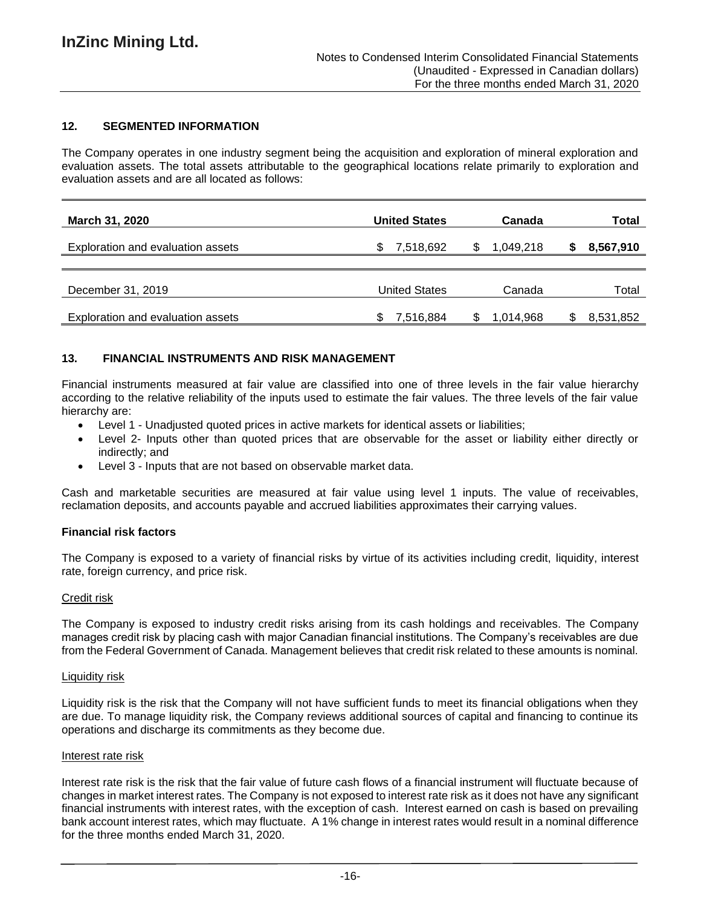## 12. SEGMENTED INFORMATION

The Company operates in one industry segment being the acquisition and exploration of mineral exploration and evaluation assets. The total assets attributable to the geographical locations relate primarily to exploration and evaluation assets and are all located as follows:

| **March 31, 2020** | **United States** | **Canada** | **Total** |
|---|---|---|---|
| Exploration and evaluation assets | $ 7,518,692 | $ 1,049,218 | **$ 8,567,910** |

| December 31, 2019 | United States | Canada | Total |
|---|---|---|---|
| Exploration and evaluation assets | $ 7,516,884 | $ 1,014,968 | $ 8,531,852 |

## 13. FINANCIAL INSTRUMENTS AND RISK MANAGEMENT

Financial instruments measured at fair value are classified into one of three levels in the fair value hierarchy according to the relative reliability of the inputs used to estimate the fair values. The three levels of the fair value hierarchy are:

- Level 1 - Unadjusted quoted prices in active markets for identical assets or liabilities;
- Level 2- Inputs other than quoted prices that are observable for the asset or liability either directly or indirectly; and
- Level 3 - Inputs that are not based on observable market data.

Cash and marketable securities are measured at fair value using level 1 inputs. The value of receivables, reclamation deposits, and accounts payable and accrued liabilities approximates their carrying values.

### Financial risk factors

The Company is exposed to a variety of financial risks by virtue of its activities including credit, liquidity, interest rate, foreign currency, and price risk.

#### Credit risk

The Company is exposed to industry credit risks arising from its cash holdings and receivables. The Company manages credit risk by placing cash with major Canadian financial institutions. The Company's receivables are due from the Federal Government of Canada. Management believes that credit risk related to these amounts is nominal.

#### Liquidity risk

Liquidity risk is the risk that the Company will not have sufficient funds to meet its financial obligations when they are due. To manage liquidity risk, the Company reviews additional sources of capital and financing to continue its operations and discharge its commitments as they become due.

#### Interest rate risk

Interest rate risk is the risk that the fair value of future cash flows of a financial instrument will fluctuate because of changes in market interest rates. The Company is not exposed to interest rate risk as it does not have any significant financial instruments with interest rates, with the exception of cash. Interest earned on cash is based on prevailing bank account interest rates, which may fluctuate. A 1% change in interest rates would result in a nominal difference for the three months ended March 31, 2020.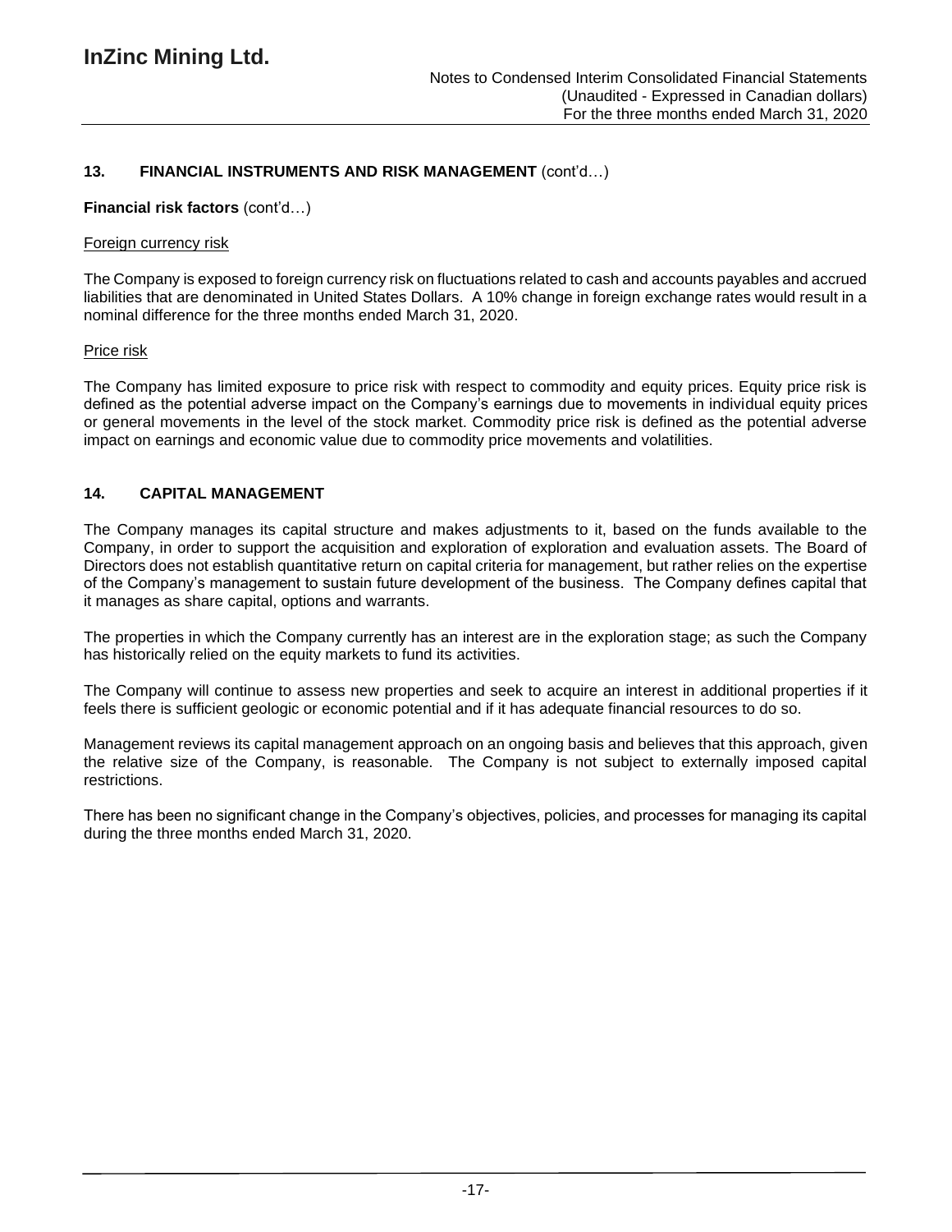## 13. FINANCIAL INSTRUMENTS AND RISK MANAGEMENT (cont'd…)

**Financial risk factors** (cont'd…)

Foreign currency risk

The Company is exposed to foreign currency risk on fluctuations related to cash and accounts payables and accrued liabilities that are denominated in United States Dollars. A 10% change in foreign exchange rates would result in a nominal difference for the three months ended March 31, 2020.

Price risk

The Company has limited exposure to price risk with respect to commodity and equity prices. Equity price risk is defined as the potential adverse impact on the Company's earnings due to movements in individual equity prices or general movements in the level of the stock market. Commodity price risk is defined as the potential adverse impact on earnings and economic value due to commodity price movements and volatilities.

## 14. CAPITAL MANAGEMENT

The Company manages its capital structure and makes adjustments to it, based on the funds available to the Company, in order to support the acquisition and exploration of exploration and evaluation assets. The Board of Directors does not establish quantitative return on capital criteria for management, but rather relies on the expertise of the Company's management to sustain future development of the business. The Company defines capital that it manages as share capital, options and warrants.

The properties in which the Company currently has an interest are in the exploration stage; as such the Company has historically relied on the equity markets to fund its activities.

The Company will continue to assess new properties and seek to acquire an interest in additional properties if it feels there is sufficient geologic or economic potential and if it has adequate financial resources to do so.

Management reviews its capital management approach on an ongoing basis and believes that this approach, given the relative size of the Company, is reasonable. The Company is not subject to externally imposed capital restrictions.

There has been no significant change in the Company's objectives, policies, and processes for managing its capital during the three months ended March 31, 2020.